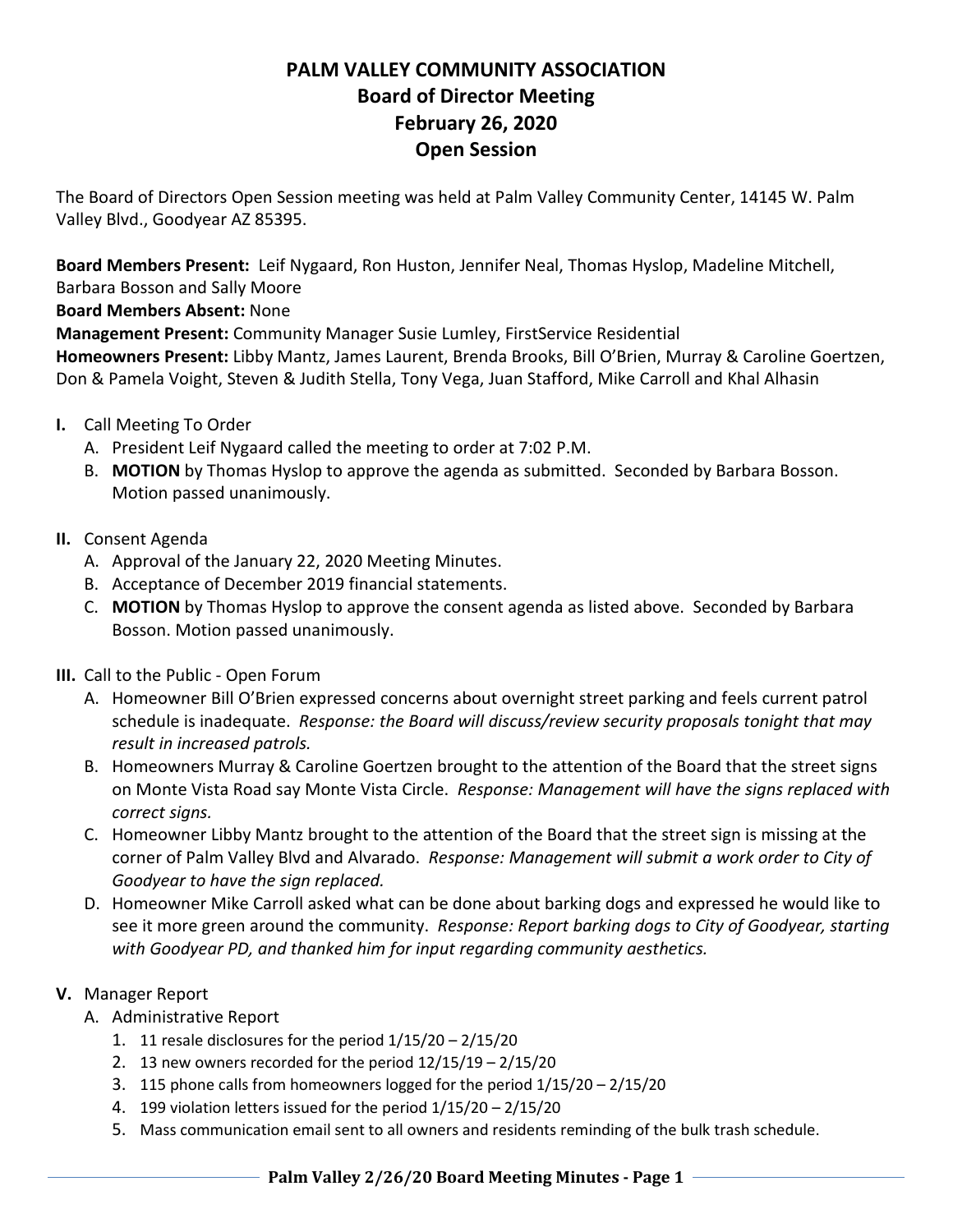# PALM VALLEY COMMUNITY ASSOCIATION
## Board of Director Meeting
## February 26, 2020
## Open Session

The Board of Directors Open Session meeting was held at Palm Valley Community Center, 14145 W. Palm Valley Blvd., Goodyear AZ 85395.

**Board Members Present:** Leif Nygaard, Ron Huston, Jennifer Neal, Thomas Hyslop, Madeline Mitchell, Barbara Bosson and Sally Moore
**Board Members Absent:** None
**Management Present:** Community Manager Susie Lumley, FirstService Residential
**Homeowners Present:** Libby Mantz, James Laurent, Brenda Brooks, Bill O'Brien, Murray & Caroline Goertzen, Don & Pamela Voight, Steven & Judith Stella, Tony Vega, Juan Stafford, Mike Carroll and Khal Alhasin

**I.** Call Meeting To Order
   A. President Leif Nygaard called the meeting to order at 7:02 P.M.
   B. **MOTION** by Thomas Hyslop to approve the agenda as submitted. Seconded by Barbara Bosson. Motion passed unanimously.

**II.** Consent Agenda
   A. Approval of the January 22, 2020 Meeting Minutes.
   B. Acceptance of December 2019 financial statements.
   C. **MOTION** by Thomas Hyslop to approve the consent agenda as listed above. Seconded by Barbara Bosson. Motion passed unanimously.

**III.** Call to the Public - Open Forum
   A. Homeowner Bill O'Brien expressed concerns about overnight street parking and feels current patrol schedule is inadequate. *Response: the Board will discuss/review security proposals tonight that may result in increased patrols.*
   B. Homeowners Murray & Caroline Goertzen brought to the attention of the Board that the street signs on Monte Vista Road say Monte Vista Circle. *Response: Management will have the signs replaced with correct signs.*
   C. Homeowner Libby Mantz brought to the attention of the Board that the street sign is missing at the corner of Palm Valley Blvd and Alvarado. *Response: Management will submit a work order to City of Goodyear to have the sign replaced.*
   D. Homeowner Mike Carroll asked what can be done about barking dogs and expressed he would like to see it more green around the community. *Response: Report barking dogs to City of Goodyear, starting with Goodyear PD, and thanked him for input regarding community aesthetics.*

**V.** Manager Report
   A. Administrative Report
      1. 11 resale disclosures for the period 1/15/20 – 2/15/20
      2. 13 new owners recorded for the period 12/15/19 – 2/15/20
      3. 115 phone calls from homeowners logged for the period 1/15/20 – 2/15/20
      4. 199 violation letters issued for the period 1/15/20 – 2/15/20
      5. Mass communication email sent to all owners and residents reminding of the bulk trash schedule.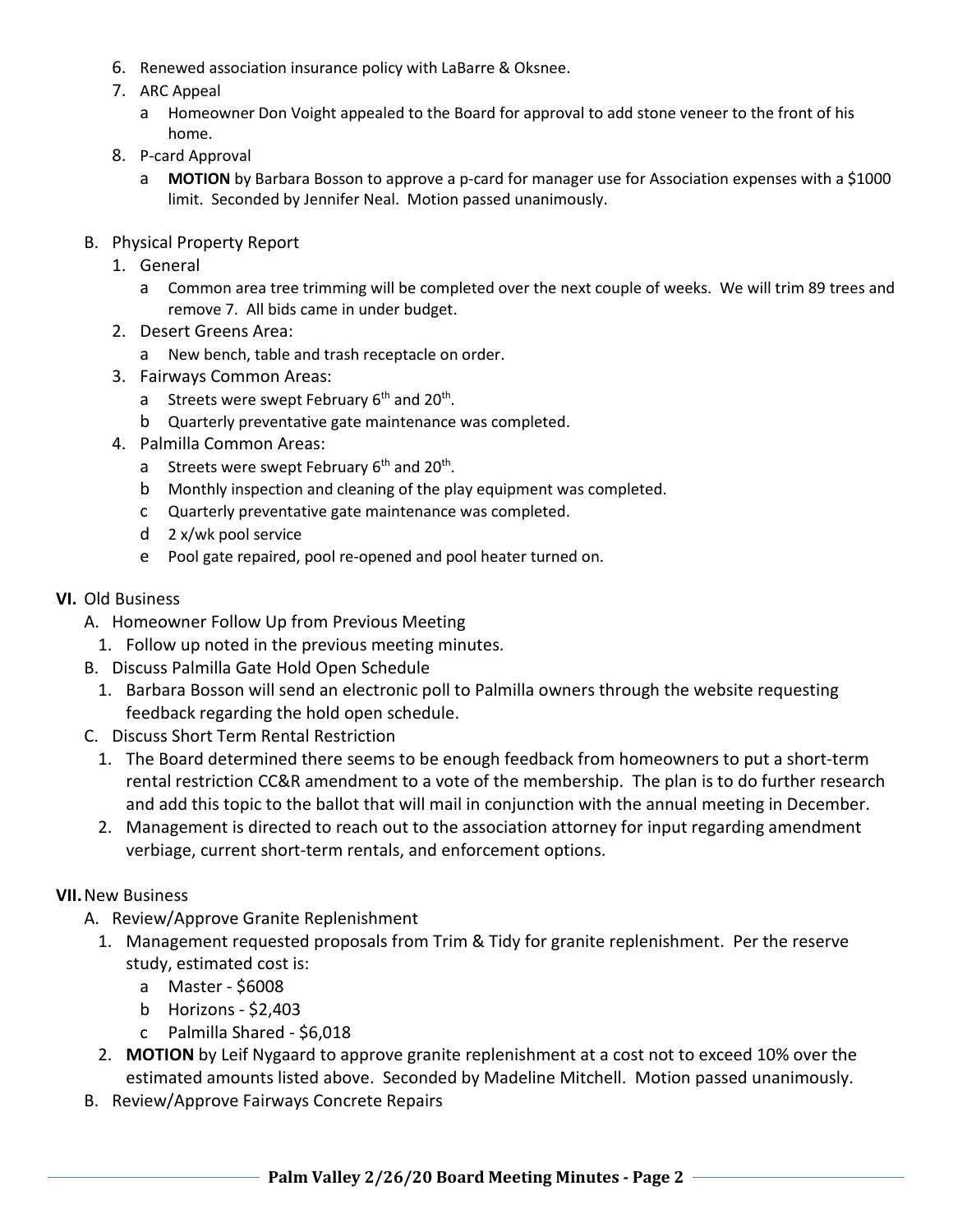6. Renewed association insurance policy with LaBarre & Oksnee.
7. ARC Appeal
   a. Homeowner Don Voight appealed to the Board for approval to add stone veneer to the front of his home.
8. P-card Approval
   a. **MOTION** by Barbara Bosson to approve a p-card for manager use for Association expenses with a $1000 limit. Seconded by Jennifer Neal. Motion passed unanimously.

B. Physical Property Report
   1. General
      a. Common area tree trimming will be completed over the next couple of weeks. We will trim 89 trees and remove 7. All bids came in under budget.
   2. Desert Greens Area:
      a. New bench, table and trash receptacle on order.
   3. Fairways Common Areas:
      a. Streets were swept February 6th and 20th.
      b. Quarterly preventative gate maintenance was completed.
   4. Palmilla Common Areas:
      a. Streets were swept February 6th and 20th.
      b. Monthly inspection and cleaning of the play equipment was completed.
      c. Quarterly preventative gate maintenance was completed.
      d. 2 x/wk pool service
      e. Pool gate repaired, pool re-opened and pool heater turned on.

**VI.** Old Business

A. Homeowner Follow Up from Previous Meeting
   1. Follow up noted in the previous meeting minutes.

B. Discuss Palmilla Gate Hold Open Schedule
   1. Barbara Bosson will send an electronic poll to Palmilla owners through the website requesting feedback regarding the hold open schedule.

C. Discuss Short Term Rental Restriction
   1. The Board determined there seems to be enough feedback from homeowners to put a short-term rental restriction CC&R amendment to a vote of the membership. The plan is to do further research and add this topic to the ballot that will mail in conjunction with the annual meeting in December.
   2. Management is directed to reach out to the association attorney for input regarding amendment verbiage, current short-term rentals, and enforcement options.

**VII.** New Business

A. Review/Approve Granite Replenishment
   1. Management requested proposals from Trim & Tidy for granite replenishment. Per the reserve study, estimated cost is:
      a. Master - $6008
      b. Horizons - $2,403
      c. Palmilla Shared - $6,018
   2. **MOTION** by Leif Nygaard to approve granite replenishment at a cost not to exceed 10% over the estimated amounts listed above. Seconded by Madeline Mitchell. Motion passed unanimously.

B. Review/Approve Fairways Concrete Repairs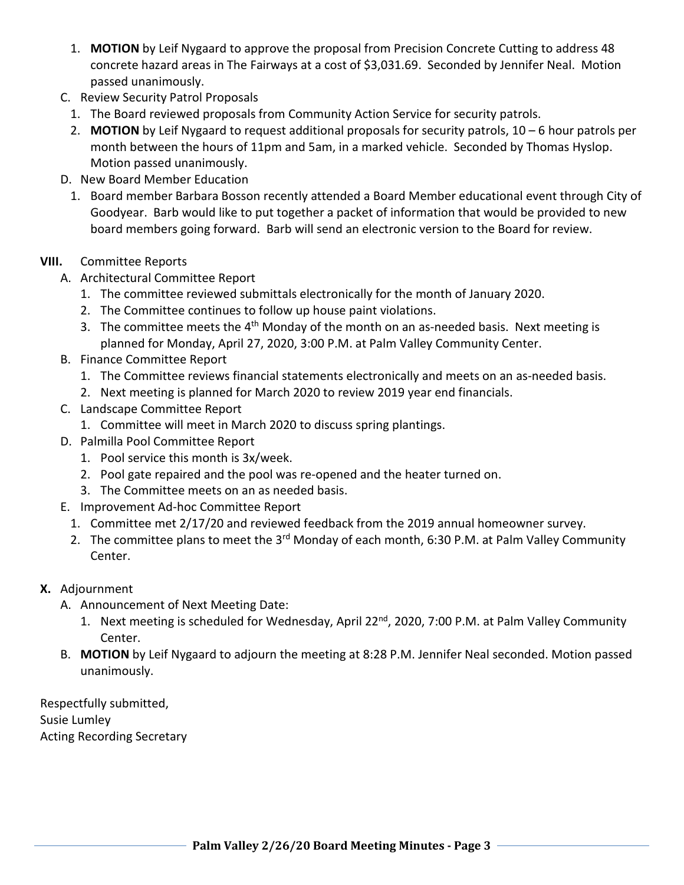1. **MOTION** by Leif Nygaard to approve the proposal from Precision Concrete Cutting to address 48 concrete hazard areas in The Fairways at a cost of $3,031.69. Seconded by Jennifer Neal. Motion passed unanimously.

C. Review Security Patrol Proposals
   1. The Board reviewed proposals from Community Action Service for security patrols.
   2. **MOTION** by Leif Nygaard to request additional proposals for security patrols, 10 – 6 hour patrols per month between the hours of 11pm and 5am, in a marked vehicle. Seconded by Thomas Hyslop. Motion passed unanimously.

D. New Board Member Education
   1. Board member Barbara Bosson recently attended a Board Member educational event through City of Goodyear. Barb would like to put together a packet of information that would be provided to new board members going forward. Barb will send an electronic version to the Board for review.

**VIII.** Committee Reports

A. Architectural Committee Report
   1. The committee reviewed submittals electronically for the month of January 2020.
   2. The Committee continues to follow up house paint violations.
   3. The committee meets the 4th Monday of the month on an as-needed basis. Next meeting is planned for Monday, April 27, 2020, 3:00 P.M. at Palm Valley Community Center.

B. Finance Committee Report
   1. The Committee reviews financial statements electronically and meets on an as-needed basis.
   2. Next meeting is planned for March 2020 to review 2019 year end financials.

C. Landscape Committee Report
   1. Committee will meet in March 2020 to discuss spring plantings.

D. Palmilla Pool Committee Report
   1. Pool service this month is 3x/week.
   2. Pool gate repaired and the pool was re-opened and the heater turned on.
   3. The Committee meets on an as needed basis.

E. Improvement Ad-hoc Committee Report
   1. Committee met 2/17/20 and reviewed feedback from the 2019 annual homeowner survey.
   2. The committee plans to meet the 3rd Monday of each month, 6:30 P.M. at Palm Valley Community Center.

**X.** Adjournment

A. Announcement of Next Meeting Date:
   1. Next meeting is scheduled for Wednesday, April 22nd, 2020, 7:00 P.M. at Palm Valley Community Center.

B. **MOTION** by Leif Nygaard to adjourn the meeting at 8:28 P.M. Jennifer Neal seconded. Motion passed unanimously.

Respectfully submitted,
Susie Lumley
Acting Recording Secretary